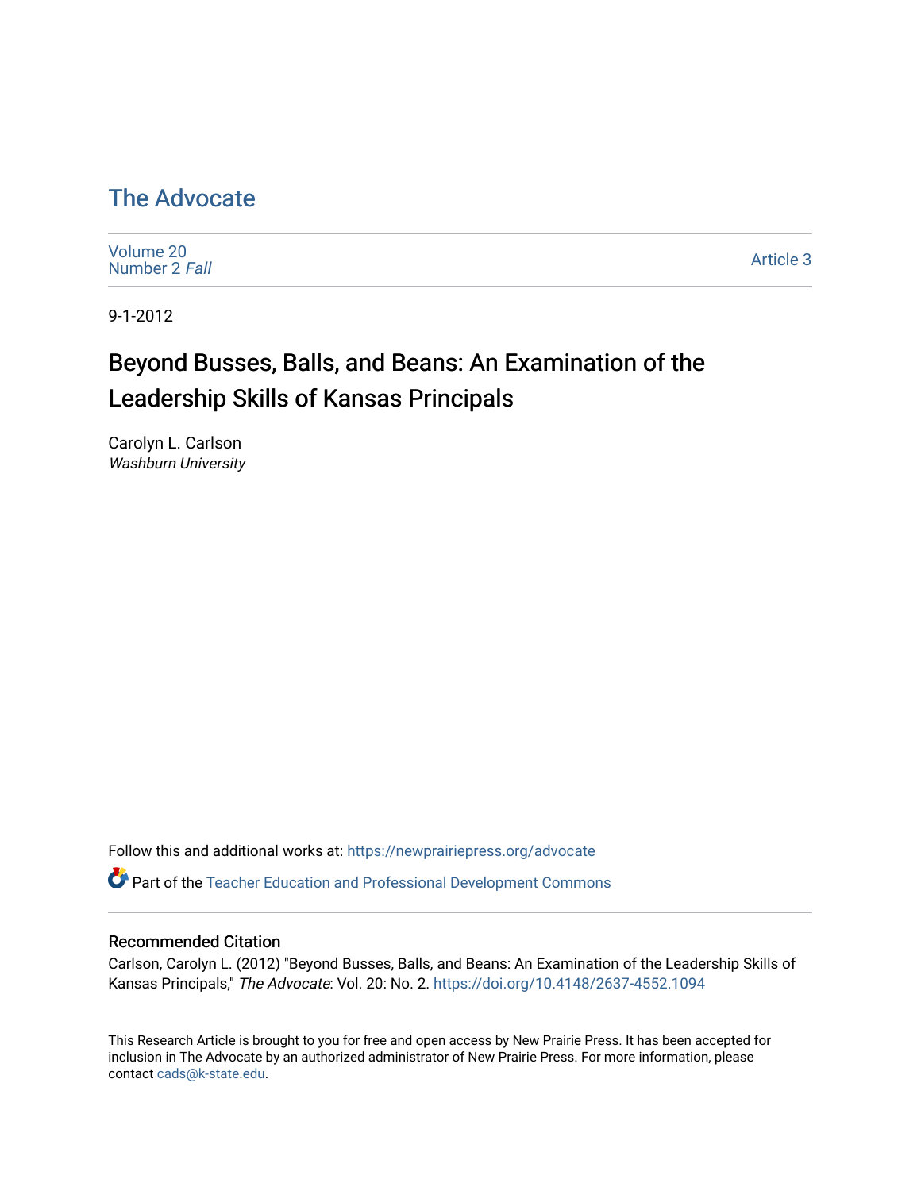# The Advocate

Volume 20
Number 2 *Fall*

Article 3

9-1-2012

## Beyond Busses, Balls, and Beans: An Examination of the Leadership Skills of Kansas Principals

Carolyn L. Carlson
*Washburn University*

Follow this and additional works at: https://newprairiepress.org/advocate

Part of the Teacher Education and Professional Development Commons

### Recommended Citation

Carlson, Carolyn L. (2012) "Beyond Busses, Balls, and Beans: An Examination of the Leadership Skills of Kansas Principals," *The Advocate*: Vol. 20: No. 2. https://doi.org/10.4148/2637-4552.1094

This Research Article is brought to you for free and open access by New Prairie Press. It has been accepted for inclusion in The Advocate by an authorized administrator of New Prairie Press. For more information, please contact cads@k-state.edu.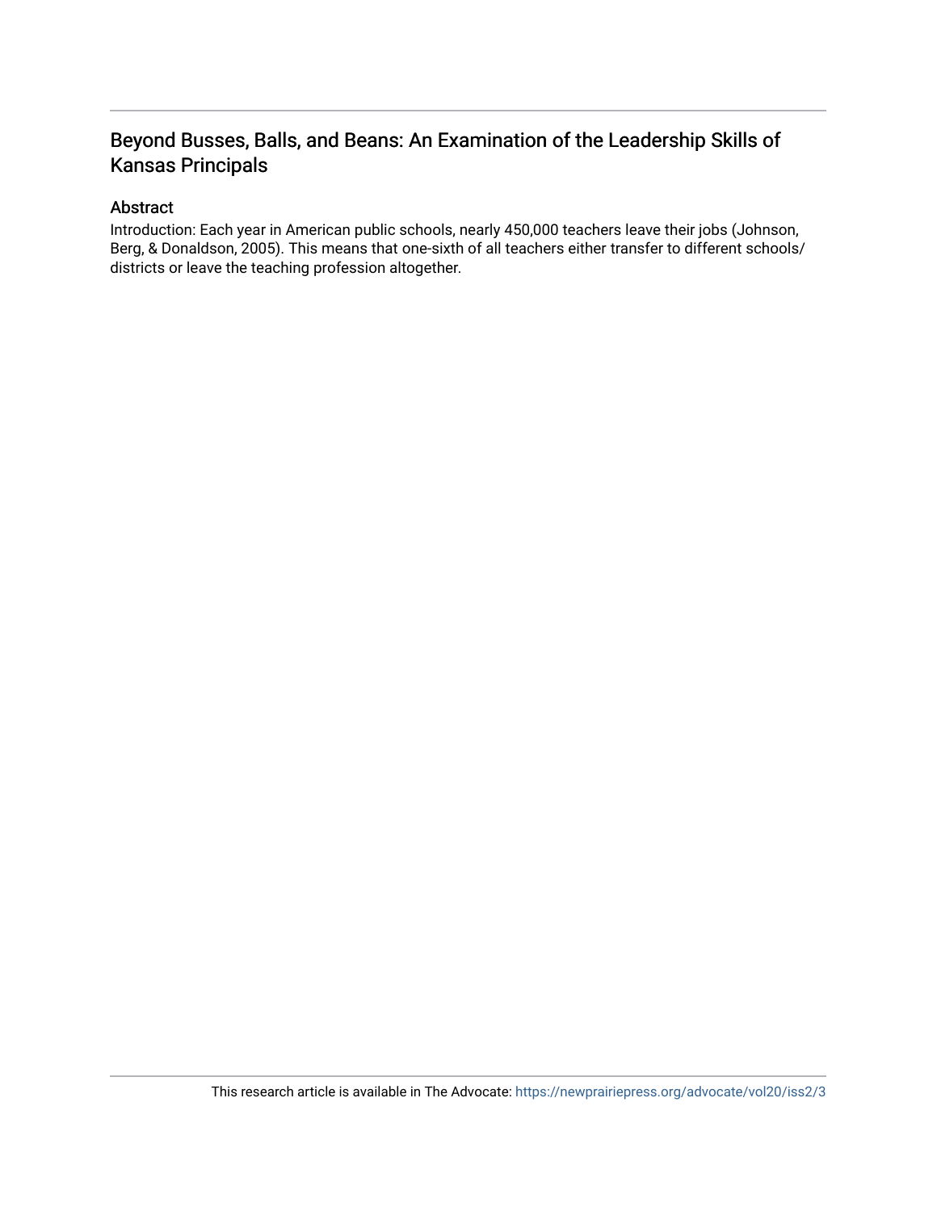# Beyond Busses, Balls, and Beans: An Examination of the Leadership Skills of Kansas Principals

## Abstract

Introduction: Each year in American public schools, nearly 450,000 teachers leave their jobs (Johnson, Berg, & Donaldson, 2005). This means that one-sixth of all teachers either transfer to different schools/districts or leave the teaching profession altogether.

This research article is available in The Advocate: https://newprairiepress.org/advocate/vol20/iss2/3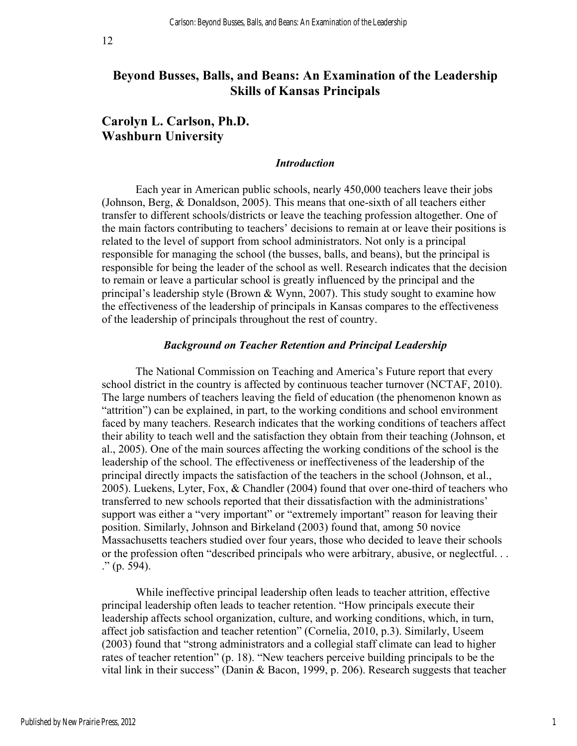# Beyond Busses, Balls, and Beans: An Examination of the Leadership Skills of Kansas Principals

## Carolyn L. Carlson, Ph.D.
## Washburn University

### *Introduction*

Each year in American public schools, nearly 450,000 teachers leave their jobs (Johnson, Berg, & Donaldson, 2005). This means that one-sixth of all teachers either transfer to different schools/districts or leave the teaching profession altogether. One of the main factors contributing to teachers' decisions to remain at or leave their positions is related to the level of support from school administrators. Not only is a principal responsible for managing the school (the busses, balls, and beans), but the principal is responsible for being the leader of the school as well. Research indicates that the decision to remain or leave a particular school is greatly influenced by the principal and the principal's leadership style (Brown & Wynn, 2007). This study sought to examine how the effectiveness of the leadership of principals in Kansas compares to the effectiveness of the leadership of principals throughout the rest of country.

### *Background on Teacher Retention and Principal Leadership*

The National Commission on Teaching and America's Future report that every school district in the country is affected by continuous teacher turnover (NCTAF, 2010). The large numbers of teachers leaving the field of education (the phenomenon known as "attrition") can be explained, in part, to the working conditions and school environment faced by many teachers. Research indicates that the working conditions of teachers affect their ability to teach well and the satisfaction they obtain from their teaching (Johnson, et al., 2005). One of the main sources affecting the working conditions of the school is the leadership of the school. The effectiveness or ineffectiveness of the leadership of the principal directly impacts the satisfaction of the teachers in the school (Johnson, et al., 2005). Luekens, Lyter, Fox, & Chandler (2004) found that over one-third of teachers who transferred to new schools reported that their dissatisfaction with the administrations' support was either a "very important" or "extremely important" reason for leaving their position. Similarly, Johnson and Birkeland (2003) found that, among 50 novice Massachusetts teachers studied over four years, those who decided to leave their schools or the profession often "described principals who were arbitrary, abusive, or neglectful. . . ." (p. 594).

While ineffective principal leadership often leads to teacher attrition, effective principal leadership often leads to teacher retention. "How principals execute their leadership affects school organization, culture, and working conditions, which, in turn, affect job satisfaction and teacher retention" (Cornelia, 2010, p.3). Similarly, Useem (2003) found that "strong administrators and a collegial staff climate can lead to higher rates of teacher retention" (p. 18). "New teachers perceive building principals to be the vital link in their success" (Danin & Bacon, 1999, p. 206). Research suggests that teacher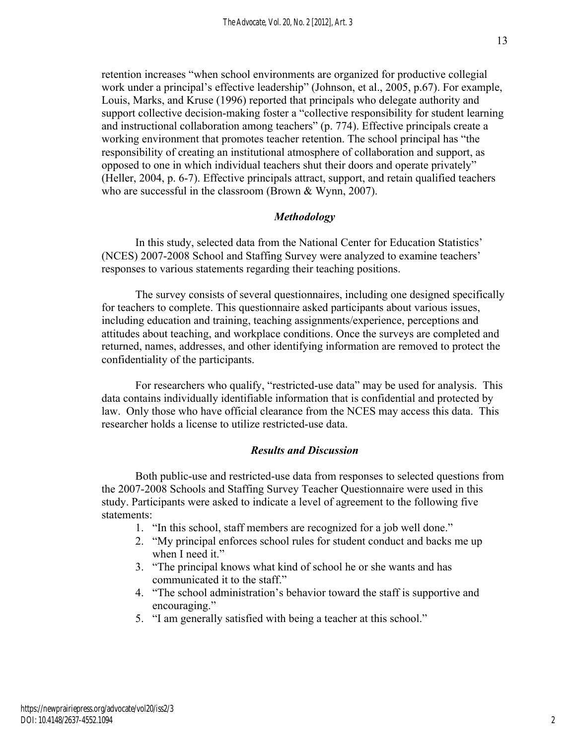retention increases "when school environments are organized for productive collegial work under a principal's effective leadership" (Johnson, et al., 2005, p.67). For example, Louis, Marks, and Kruse (1996) reported that principals who delegate authority and support collective decision-making foster a "collective responsibility for student learning and instructional collaboration among teachers" (p. 774). Effective principals create a working environment that promotes teacher retention. The school principal has "the responsibility of creating an institutional atmosphere of collaboration and support, as opposed to one in which individual teachers shut their doors and operate privately" (Heller, 2004, p. 6-7). Effective principals attract, support, and retain qualified teachers who are successful in the classroom (Brown & Wynn, 2007).

## *Methodology*

In this study, selected data from the National Center for Education Statistics' (NCES) 2007-2008 School and Staffing Survey were analyzed to examine teachers' responses to various statements regarding their teaching positions.

The survey consists of several questionnaires, including one designed specifically for teachers to complete. This questionnaire asked participants about various issues, including education and training, teaching assignments/experience, perceptions and attitudes about teaching, and workplace conditions. Once the surveys are completed and returned, names, addresses, and other identifying information are removed to protect the confidentiality of the participants.

For researchers who qualify, "restricted-use data" may be used for analysis. This data contains individually identifiable information that is confidential and protected by law. Only those who have official clearance from the NCES may access this data. This researcher holds a license to utilize restricted-use data.

## *Results and Discussion*

Both public-use and restricted-use data from responses to selected questions from the 2007-2008 Schools and Staffing Survey Teacher Questionnaire were used in this study. Participants were asked to indicate a level of agreement to the following five statements:

1. "In this school, staff members are recognized for a job well done."
2. "My principal enforces school rules for student conduct and backs me up when I need it."
3. "The principal knows what kind of school he or she wants and has communicated it to the staff."
4. "The school administration's behavior toward the staff is supportive and encouraging."
5. "I am generally satisfied with being a teacher at this school."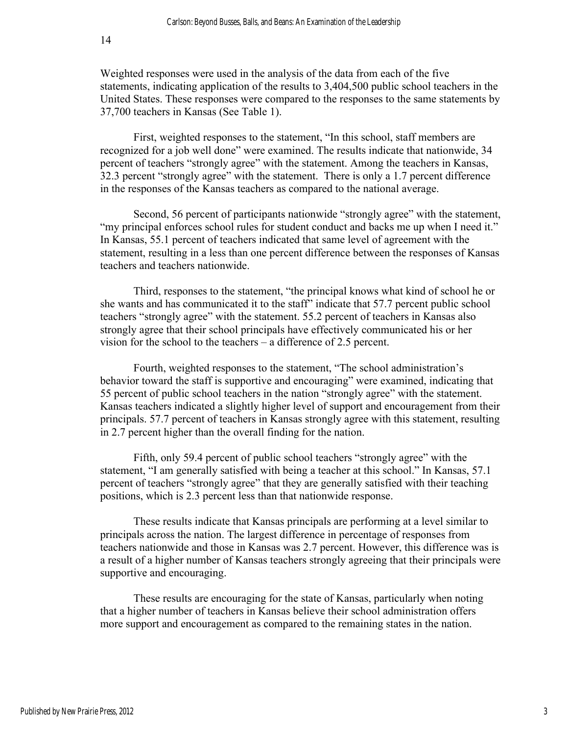Weighted responses were used in the analysis of the data from each of the five statements, indicating application of the results to 3,404,500 public school teachers in the United States. These responses were compared to the responses to the same statements by 37,700 teachers in Kansas (See Table 1).

First, weighted responses to the statement, “In this school, staff members are recognized for a job well done” were examined. The results indicate that nationwide, 34 percent of teachers “strongly agree” with the statement. Among the teachers in Kansas, 32.3 percent “strongly agree” with the statement. There is only a 1.7 percent difference in the responses of the Kansas teachers as compared to the national average.

Second, 56 percent of participants nationwide “strongly agree” with the statement, “my principal enforces school rules for student conduct and backs me up when I need it.” In Kansas, 55.1 percent of teachers indicated that same level of agreement with the statement, resulting in a less than one percent difference between the responses of Kansas teachers and teachers nationwide.

Third, responses to the statement, “the principal knows what kind of school he or she wants and has communicated it to the staff” indicate that 57.7 percent public school teachers “strongly agree” with the statement. 55.2 percent of teachers in Kansas also strongly agree that their school principals have effectively communicated his or her vision for the school to the teachers – a difference of 2.5 percent.

Fourth, weighted responses to the statement, “The school administration’s behavior toward the staff is supportive and encouraging” were examined, indicating that 55 percent of public school teachers in the nation “strongly agree” with the statement. Kansas teachers indicated a slightly higher level of support and encouragement from their principals. 57.7 percent of teachers in Kansas strongly agree with this statement, resulting in 2.7 percent higher than the overall finding for the nation.

Fifth, only 59.4 percent of public school teachers “strongly agree” with the statement, “I am generally satisfied with being a teacher at this school.” In Kansas, 57.1 percent of teachers “strongly agree” that they are generally satisfied with their teaching positions, which is 2.3 percent less than that nationwide response.

These results indicate that Kansas principals are performing at a level similar to principals across the nation. The largest difference in percentage of responses from teachers nationwide and those in Kansas was 2.7 percent. However, this difference was is a result of a higher number of Kansas teachers strongly agreeing that their principals were supportive and encouraging.

These results are encouraging for the state of Kansas, particularly when noting that a higher number of teachers in Kansas believe their school administration offers more support and encouragement as compared to the remaining states in the nation.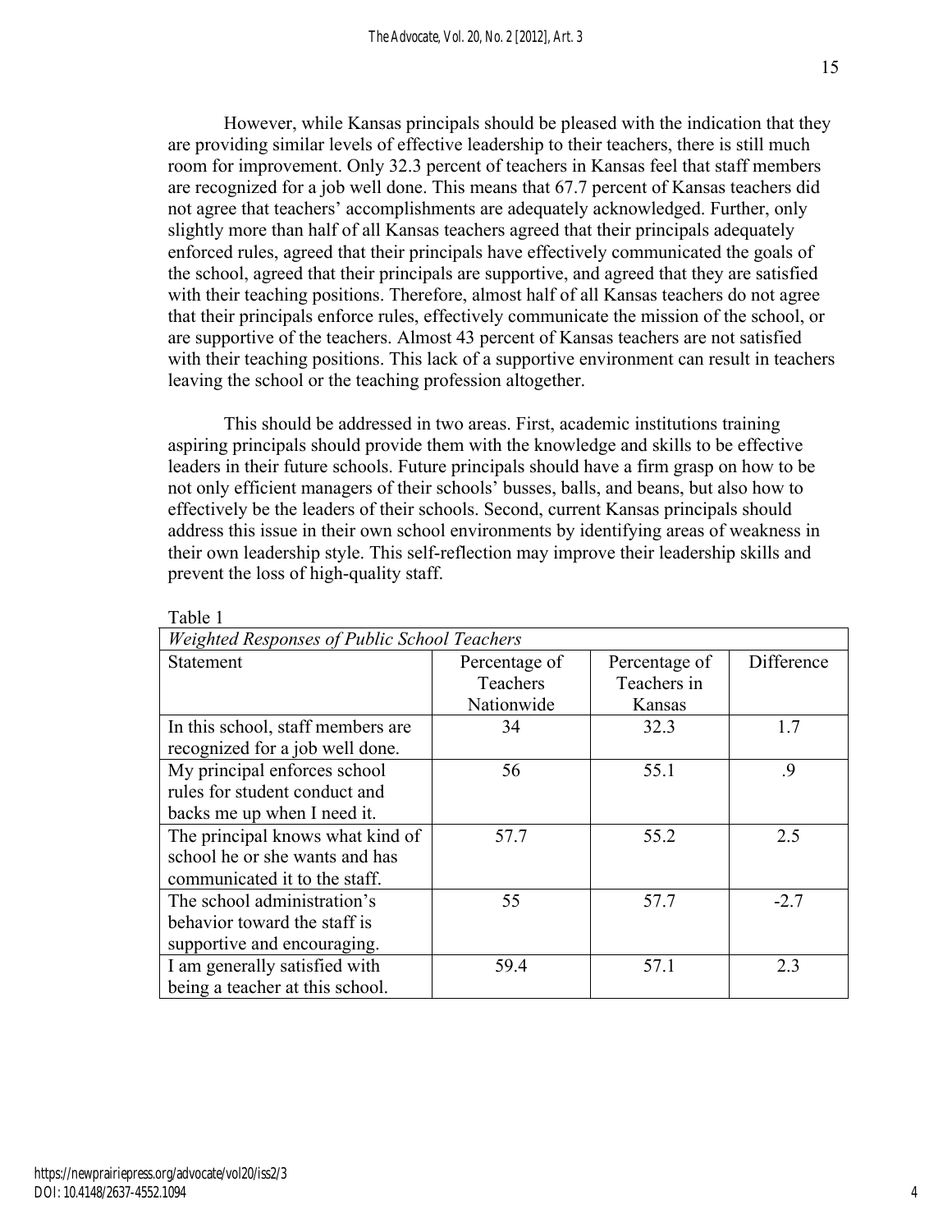However, while Kansas principals should be pleased with the indication that they are providing similar levels of effective leadership to their teachers, there is still much room for improvement. Only 32.3 percent of teachers in Kansas feel that staff members are recognized for a job well done. This means that 67.7 percent of Kansas teachers did not agree that teachers' accomplishments are adequately acknowledged. Further, only slightly more than half of all Kansas teachers agreed that their principals adequately enforced rules, agreed that their principals have effectively communicated the goals of the school, agreed that their principals are supportive, and agreed that they are satisfied with their teaching positions. Therefore, almost half of all Kansas teachers do not agree that their principals enforce rules, effectively communicate the mission of the school, or are supportive of the teachers. Almost 43 percent of Kansas teachers are not satisfied with their teaching positions. This lack of a supportive environment can result in teachers leaving the school or the teaching profession altogether.

This should be addressed in two areas. First, academic institutions training aspiring principals should provide them with the knowledge and skills to be effective leaders in their future schools. Future principals should have a firm grasp on how to be not only efficient managers of their schools' busses, balls, and beans, but also how to effectively be the leaders of their schools. Second, current Kansas principals should address this issue in their own school environments by identifying areas of weakness in their own leadership style. This self-reflection may improve their leadership skills and prevent the loss of high-quality staff.

Table 1

*Weighted Responses of Public School Teachers*

| Statement | Percentage of Teachers Nationwide | Percentage of Teachers in Kansas | Difference |
|---|---|---|---|
| In this school, staff members are recognized for a job well done. | 34 | 32.3 | 1.7 |
| My principal enforces school rules for student conduct and backs me up when I need it. | 56 | 55.1 | .9 |
| The principal knows what kind of school he or she wants and has communicated it to the staff. | 57.7 | 55.2 | 2.5 |
| The school administration's behavior toward the staff is supportive and encouraging. | 55 | 57.7 | -2.7 |
| I am generally satisfied with being a teacher at this school. | 59.4 | 57.1 | 2.3 |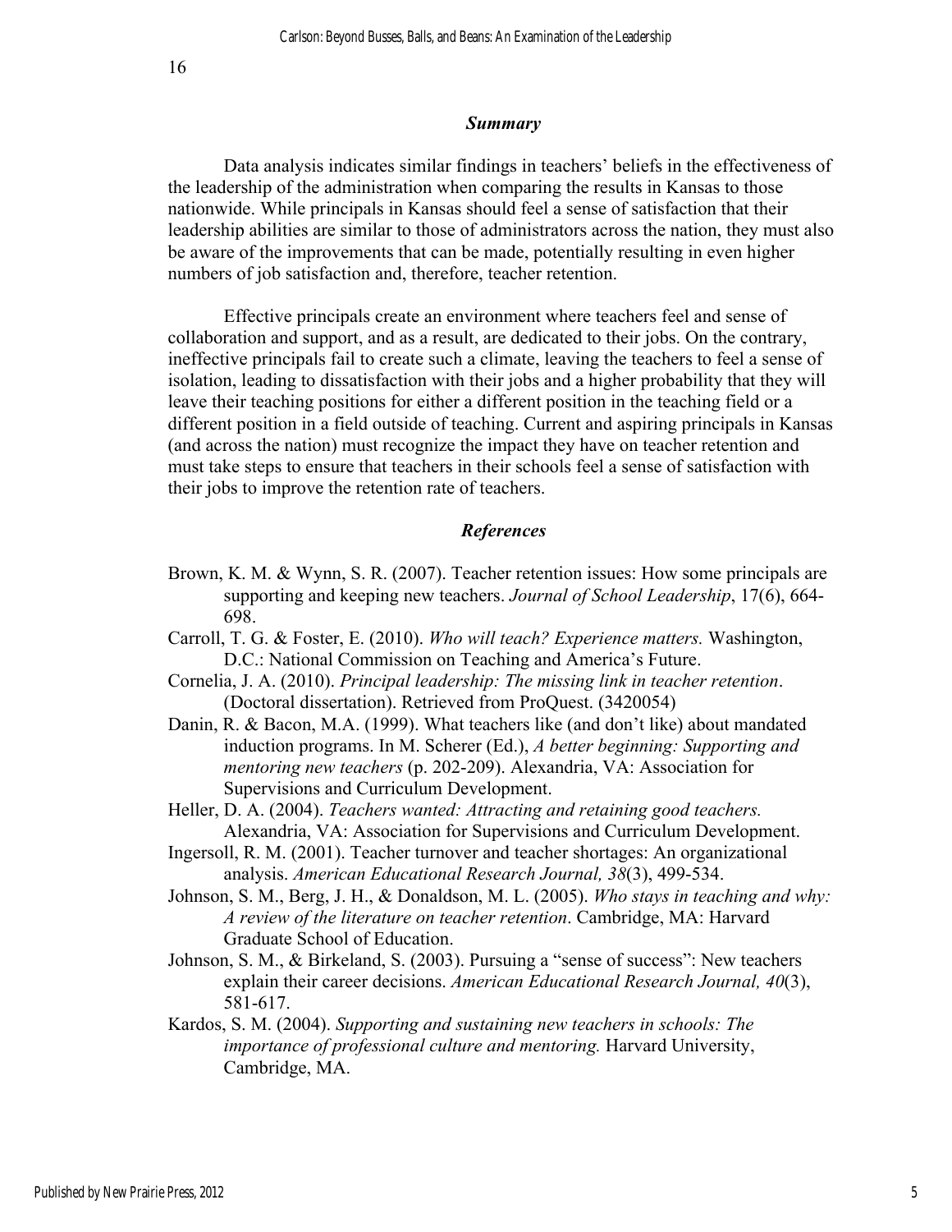## *Summary*

Data analysis indicates similar findings in teachers' beliefs in the effectiveness of the leadership of the administration when comparing the results in Kansas to those nationwide. While principals in Kansas should feel a sense of satisfaction that their leadership abilities are similar to those of administrators across the nation, they must also be aware of the improvements that can be made, potentially resulting in even higher numbers of job satisfaction and, therefore, teacher retention.

Effective principals create an environment where teachers feel and sense of collaboration and support, and as a result, are dedicated to their jobs. On the contrary, ineffective principals fail to create such a climate, leaving the teachers to feel a sense of isolation, leading to dissatisfaction with their jobs and a higher probability that they will leave their teaching positions for either a different position in the teaching field or a different position in a field outside of teaching. Current and aspiring principals in Kansas (and across the nation) must recognize the impact they have on teacher retention and must take steps to ensure that teachers in their schools feel a sense of satisfaction with their jobs to improve the retention rate of teachers.

## *References*

Brown, K. M. & Wynn, S. R. (2007). Teacher retention issues: How some principals are supporting and keeping new teachers. *Journal of School Leadership*, 17(6), 664-698.

Carroll, T. G. & Foster, E. (2010). *Who will teach? Experience matters.* Washington, D.C.: National Commission on Teaching and America's Future.

Cornelia, J. A. (2010). *Principal leadership: The missing link in teacher retention*. (Doctoral dissertation). Retrieved from ProQuest. (3420054)

Danin, R. & Bacon, M.A. (1999). What teachers like (and don't like) about mandated induction programs. In M. Scherer (Ed.), *A better beginning: Supporting and mentoring new teachers* (p. 202-209). Alexandria, VA: Association for Supervisions and Curriculum Development.

Heller, D. A. (2004). *Teachers wanted: Attracting and retaining good teachers.* Alexandria, VA: Association for Supervisions and Curriculum Development.

Ingersoll, R. M. (2001). Teacher turnover and teacher shortages: An organizational analysis. *American Educational Research Journal, 38*(3), 499-534.

Johnson, S. M., Berg, J. H., & Donaldson, M. L. (2005). *Who stays in teaching and why: A review of the literature on teacher retention*. Cambridge, MA: Harvard Graduate School of Education.

Johnson, S. M., & Birkeland, S. (2003). Pursuing a "sense of success": New teachers explain their career decisions. *American Educational Research Journal, 40*(3), 581-617.

Kardos, S. M. (2004). *Supporting and sustaining new teachers in schools: The importance of professional culture and mentoring.* Harvard University, Cambridge, MA.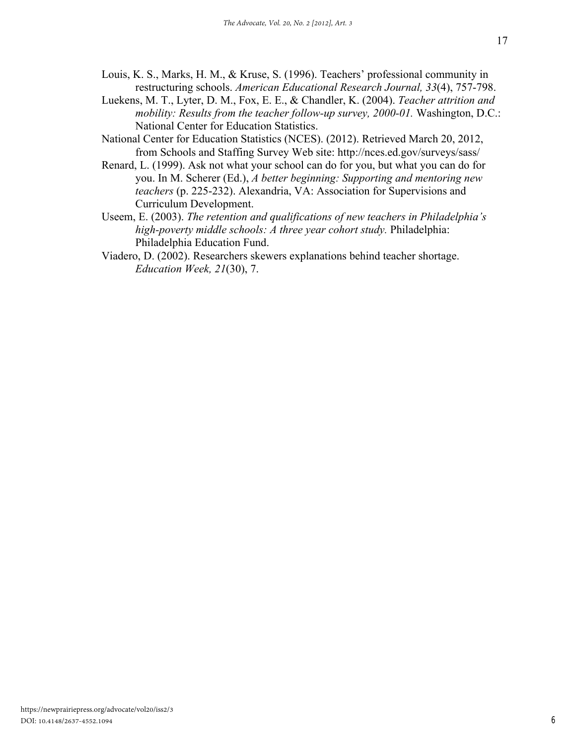Louis, K. S., Marks, H. M., & Kruse, S. (1996). Teachers' professional community in restructuring schools. *American Educational Research Journal, 33*(4), 757-798.

Luekens, M. T., Lyter, D. M., Fox, E. E., & Chandler, K. (2004). *Teacher attrition and mobility: Results from the teacher follow-up survey, 2000-01.* Washington, D.C.: National Center for Education Statistics.

National Center for Education Statistics (NCES). (2012). Retrieved March 20, 2012, from Schools and Staffing Survey Web site: http://nces.ed.gov/surveys/sass/

Renard, L. (1999). Ask not what your school can do for you, but what you can do for you. In M. Scherer (Ed.), *A better beginning: Supporting and mentoring new teachers* (p. 225-232). Alexandria, VA: Association for Supervisions and Curriculum Development.

Useem, E. (2003). *The retention and qualifications of new teachers in Philadelphia's high-poverty middle schools: A three year cohort study.* Philadelphia: Philadelphia Education Fund.

Viadero, D. (2002). Researchers skewers explanations behind teacher shortage. *Education Week, 21*(30), 7.